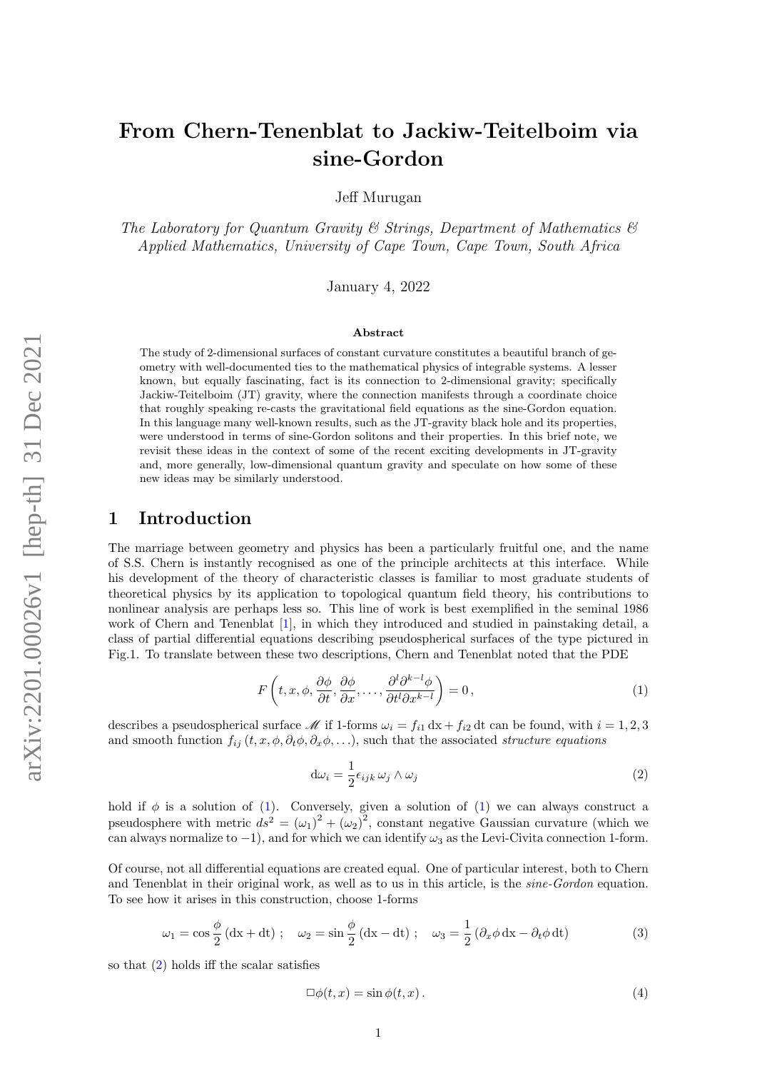# From Chern-Tenenblat to Jackiw-Teitelboim via sine-Gordon

Jeff Murugan

*The Laboratory for Quantum Gravity & Strings, Department of Mathematics & Applied Mathematics, University of Cape Town, Cape Town, South Africa*

January 4, 2022

### Abstract

The study of 2-dimensional surfaces of constant curvature constitutes a beautiful branch of geometry with well-documented ties to the mathematical physics of integrable systems. A lesser known, but equally fascinating, fact is its connection to 2-dimensional gravity; specifically Jackiw-Teitelboim (JT) gravity, where the connection manifests through a coordinate choice that roughly speaking re-casts the gravitational field equations as the sine-Gordon equation. In this language many well-known results, such as the JT-gravity black hole and its properties, were understood in terms of sine-Gordon solitons and their properties. In this brief note, we revisit these ideas in the context of some of the recent exciting developments in JT-gravity and, more generally, low-dimensional quantum gravity and speculate on how some of these new ideas may be similarly understood.

## 1 Introduction

The marriage between geometry and physics has been a particularly fruitful one, and the name of S.S. Chern is instantly recognised as one of the principle architects at this interface. While his development of the theory of characteristic classes is familiar to most graduate students of theoretical physics by its application to topological quantum field theory, his contributions to nonlinear analysis are perhaps less so. This line of work is best exemplified in the seminal 1986 work of Chern and Tenenblat [1], in which they introduced and studied in painstaking detail, a class of partial differential equations describing pseudospherical surfaces of the type pictured in Fig.1. To translate between these two descriptions, Chern and Tenenblat noted that the PDE

$$F\left(t, x, \phi, \frac{\partial \phi}{\partial t}, \frac{\partial \phi}{\partial x}, \ldots, \frac{\partial^l \partial^{k-l} \phi}{\partial t^l \partial x^{k-l}}\right) = 0\,, \tag{1}$$

describes a pseudospherical surface $\mathscr{M}$ if 1-forms $\omega_i = f_{i1}\,\mathrm{d}x + f_{i2}\,\mathrm{d}t$ can be found, with $i = 1, 2, 3$ and smooth function $f_{ij}\left(t, x, \phi, \partial_t\phi, \partial_x\phi, \ldots\right)$, such that the associated *structure equations*

$$\mathrm{d}\omega_i = \frac{1}{2}\epsilon_{ijk}\,\omega_j \wedge \omega_j \tag{2}$$

hold if $\phi$ is a solution of (1). Conversely, given a solution of (1) we can always construct a pseudosphere with metric $ds^2 = \left(\omega_1\right)^2 + \left(\omega_2\right)^2$, constant negative Gaussian curvature (which we can always normalize to $-1$), and for which we can identify $\omega_3$ as the Levi-Civita connection 1-form.

Of course, not all differential equations are created equal. One of particular interest, both to Chern and Tenenblat in their original work, as well as to us in this article, is the *sine-Gordon* equation. To see how it arises in this construction, choose 1-forms

$$\omega_1 = \cos\frac{\phi}{2}\left(\mathrm{d}x + \mathrm{d}t\right)\,; \quad \omega_2 = \sin\frac{\phi}{2}\left(\mathrm{d}x - \mathrm{d}t\right)\,; \quad \omega_3 = \frac{1}{2}\left(\partial_x\phi\,\mathrm{d}x - \partial_t\phi\,\mathrm{d}t\right) \tag{3}$$

so that (2) holds iff the scalar satisfies

$$\Box\phi(t, x) = \sin\phi(t, x)\,. \tag{4}$$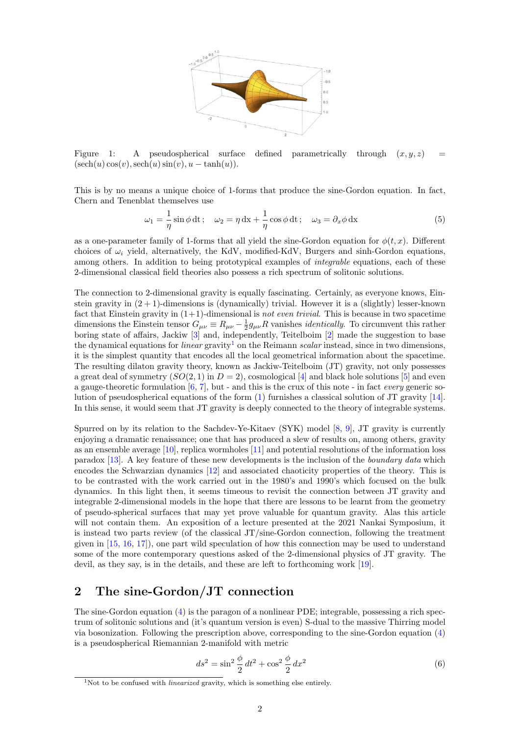Figure 1: A pseudospherical surface defined parametrically through $(x, y, z) = (\text{sech}(u)\cos(v), \text{sech}(u)\sin(v), u - \tanh(u))$.

This is by no means a unique choice of 1-forms that produce the sine-Gordon equation. In fact, Chern and Tenenblat themselves use

$$\omega_1 = \frac{1}{\eta}\sin\phi\,\mathrm{d}t\,; \quad \omega_2 = \eta\,\mathrm{d}x + \frac{1}{\eta}\cos\phi\,\mathrm{d}t\,; \quad \omega_3 = \partial_x\phi\,\mathrm{d}x \tag{5}$$

as a one-parameter family of 1-forms that all yield the sine-Gordon equation for $\phi(t, x)$. Different choices of $\omega_i$ yield, alternatively, the KdV, modified-KdV, Burgers and sinh-Gordon equations, among others. In addition to being prototypical examples of *integrable* equations, each of these 2-dimensional classical field theories also possess a rich spectrum of solitonic solutions.

The connection to 2-dimensional gravity is equally fascinating. Certainly, as everyone knows, Einstein gravity in $(2+1)$-dimensions is (dynamically) trivial. However it is a (slightly) lesser-known fact that Einstein gravity in $(1+1)$-dimensional is *not even trivial*. This is because in two spacetime dimensions the Einstein tensor $G_{\mu\nu} \equiv R_{\mu\nu} - \frac{1}{2}g_{\mu\nu}R$ vanishes *identically*. To circumvent this rather boring state of affairs, Jackiw [3] and, independently, Teitelboim [2] made the suggestion to base the dynamical equations for *linear* gravity[1] on the Reimann *scalar* instead, since in two dimensions, it is the simplest quantity that encodes all the local geometrical information about the spacetime. The resulting dilaton gravity theory, known as Jackiw-Teitelboim (JT) gravity, not only possesses a great deal of symmetry ($SO(2,1)$ in $D = 2$), cosmological [4] and black hole solutions [5] and even a gauge-theoretic formulation [6, 7], but - and this is the crux of this note - in fact *every* generic solution of pseudospherical equations of the form (1) furnishes a classical solution of JT gravity [14]. In this sense, it would seem that JT gravity is deeply connected to the theory of integrable systems.

Spurred on by its relation to the Sachdev-Ye-Kitaev (SYK) model [8, 9], JT gravity is currently enjoying a dramatic renaissance; one that has produced a slew of results on, among others, gravity as an ensemble average [10], replica wormholes [11] and potential resolutions of the information loss paradox [13]. A key feature of these new developments is the inclusion of the *boundary data* which encodes the Schwarzian dynamics [12] and associated chaoticity properties of the theory. This is to be contrasted with the work carried out in the 1980's and 1990's which focused on the bulk dynamics. In this light then, it seems timeous to revisit the connection between JT gravity and integrable 2-dimensional models in the hope that there are lessons to be learnt from the geometry of pseudo-spherical surfaces that may yet prove valuable for quantum gravity. Alas this article will not contain them. An exposition of a lecture presented at the 2021 Nankai Symposium, it is instead two parts review (of the classical JT/sine-Gordon connection, following the treatment given in [15, 16, 17]), one part wild speculation of how this connection may be used to understand some of the more contemporary questions asked of the 2-dimensional physics of JT gravity. The devil, as they say, is in the details, and these are left to forthcoming work [19].

## 2 The sine-Gordon/JT connection

The sine-Gordon equation (4) is the paragon of a nonlinear PDE; integrable, possessing a rich spectrum of solitonic solutions and (it's quantum version is even) S-dual to the massive Thirring model via bosonization. Following the prescription above, corresponding to the sine-Gordon equation (4) is a pseudospherical Riemannian 2-manifold with metric

$$ds^2 = \sin^2\frac{\phi}{2}\,dt^2 + \cos^2\frac{\phi}{2}\,dx^2 \tag{6}$$

[1] Not to be confused with *linearized* gravity, which is something else entirely.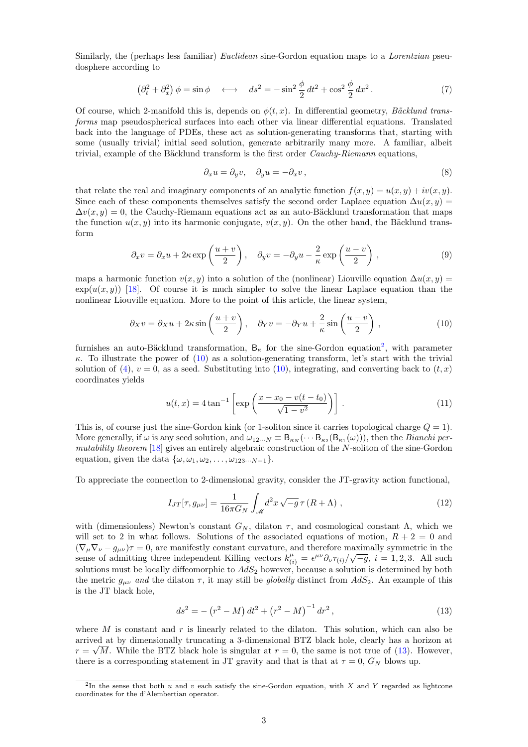Similarly, the (perhaps less familiar) *Euclidean* sine-Gordon equation maps to a *Lorentzian* pseudosphere according to

$$\left(\partial_t^2 + \partial_x^2\right) \phi = \sin \phi \quad \longleftrightarrow \quad ds^2 = -\sin^2 \frac{\phi}{2}\, dt^2 + \cos^2 \frac{\phi}{2}\, dx^2 \,. \tag{7}$$

Of course, which 2-manifold this is, depends on $\phi(t, x)$. In differential geometry, *Bäcklund transforms* map pseudospherical surfaces into each other via linear differential equations. Translated back into the language of PDEs, these act as solution-generating transforms that, starting with some (usually trivial) initial seed solution, generate arbitrarily many more. A familiar, albeit trivial, example of the Bäcklund transform is the first order *Cauchy-Riemann* equations,

$$\partial_x u = \partial_y v, \quad \partial_y u = -\partial_x v \,, \tag{8}$$

that relate the real and imaginary components of an analytic function $f(x, y) = u(x, y) + iv(x, y)$. Since each of these components themselves satisfy the second order Laplace equation $\Delta u(x, y) = \Delta v(x, y) = 0$, the Cauchy-Riemann equations act as an auto-Bäcklund transformation that maps the function $u(x, y)$ into its harmonic conjugate, $v(x, y)$. On the other hand, the Bäcklund transform

$$\partial_x v = \partial_x u + 2\kappa \exp\left(\frac{u+v}{2}\right), \quad \partial_y v = -\partial_y u - \frac{2}{\kappa} \exp\left(\frac{u-v}{2}\right) \,, \tag{9}$$

maps a harmonic function $v(x, y)$ into a solution of the (nonlinear) Liouville equation $\Delta u(x, y) = \exp(u(x, y))$ [18]. Of course it is much simpler to solve the linear Laplace equation than the nonlinear Liouville equation. More to the point of this article, the linear system,

$$\partial_X v = \partial_X u + 2\kappa \sin\left(\frac{u+v}{2}\right), \quad \partial_Y v = -\partial_Y u + \frac{2}{\kappa} \sin\left(\frac{u-v}{2}\right) \,, \tag{10}$$

furnishes an auto-Bäcklund transformation, $\mathsf{B}_\kappa$ for the sine-Gordon equation[2], with parameter $\kappa$. To illustrate the power of (10) as a solution-generating transform, let's start with the trivial solution of (4), $v = 0$, as a seed. Substituting into (10), integrating, and converting back to $(t, x)$ coordinates yields

$$u(t, x) = 4 \tan^{-1}\left[\exp\left(\frac{x - x_0 - v(t - t_0)}{\sqrt{1 - v^2}}\right)\right] \,. \tag{11}$$

This is, of course just the sine-Gordon kink (or 1-soliton since it carries topological charge $Q = 1$). More generally, if $\omega$ is any seed solution, and $\omega_{12\cdots N} \equiv \mathsf{B}_{\kappa_N}(\cdots \mathsf{B}_{\kappa_2}(\mathsf{B}_{\kappa_1}(\omega)))$, then the *Bianchi permutability theorem* [18] gives an entirely algebraic construction of the $N$-soliton of the sine-Gordon equation, given the data $\{\omega, \omega_1, \omega_2, \ldots, \omega_{123\cdots N-1}\}$.

To appreciate the connection to 2-dimensional gravity, consider the JT-gravity action functional,

$$I_{JT}[\tau, g_{\mu\nu}] = \frac{1}{16\pi G_N} \int_{\mathscr{M}} d^2x \sqrt{-g}\, \tau \left(R + \Lambda\right) \,, \tag{12}$$

with (dimensionless) Newton's constant $G_N$, dilaton $\tau$, and cosmological constant $\Lambda$, which we will set to 2 in what follows. Solutions of the associated equations of motion, $R + 2 = 0$ and $(\nabla_\mu \nabla_\nu - g_{\mu\nu})\tau = 0$, are manifestly constant curvature, and therefore maximally symmetric in the sense of admitting three independent Killing vectors $k^\mu_{(i)} = \epsilon^{\mu\nu} \partial_\nu \tau_{(i)}/\sqrt{-g}$, $i = 1, 2, 3$. All such solutions must be locally diffeomorphic to $AdS_2$ however, because a solution is determined by both the metric $g_{\mu\nu}$ *and* the dilaton $\tau$, it may still be *globally* distinct from $AdS_2$. An example of this is the JT black hole,

$$ds^2 = -\left(r^2 - M\right) dt^2 + \left(r^2 - M\right)^{-1} dr^2 \,, \tag{13}$$

where $M$ is constant and $r$ is linearly related to the dilaton. This solution, which can also be arrived at by dimensionally truncating a 3-dimensional BTZ black hole, clearly has a horizon at $r = \sqrt{M}$. While the BTZ black hole is singular at $r = 0$, the same is not true of (13). However, there is a corresponding statement in JT gravity and that is that at $\tau = 0$, $G_N$ blows up.

[2] In the sense that both $u$ and $v$ each satisfy the sine-Gordon equation, with $X$ and $Y$ regarded as lightcone coordinates for the d'Alembertian operator.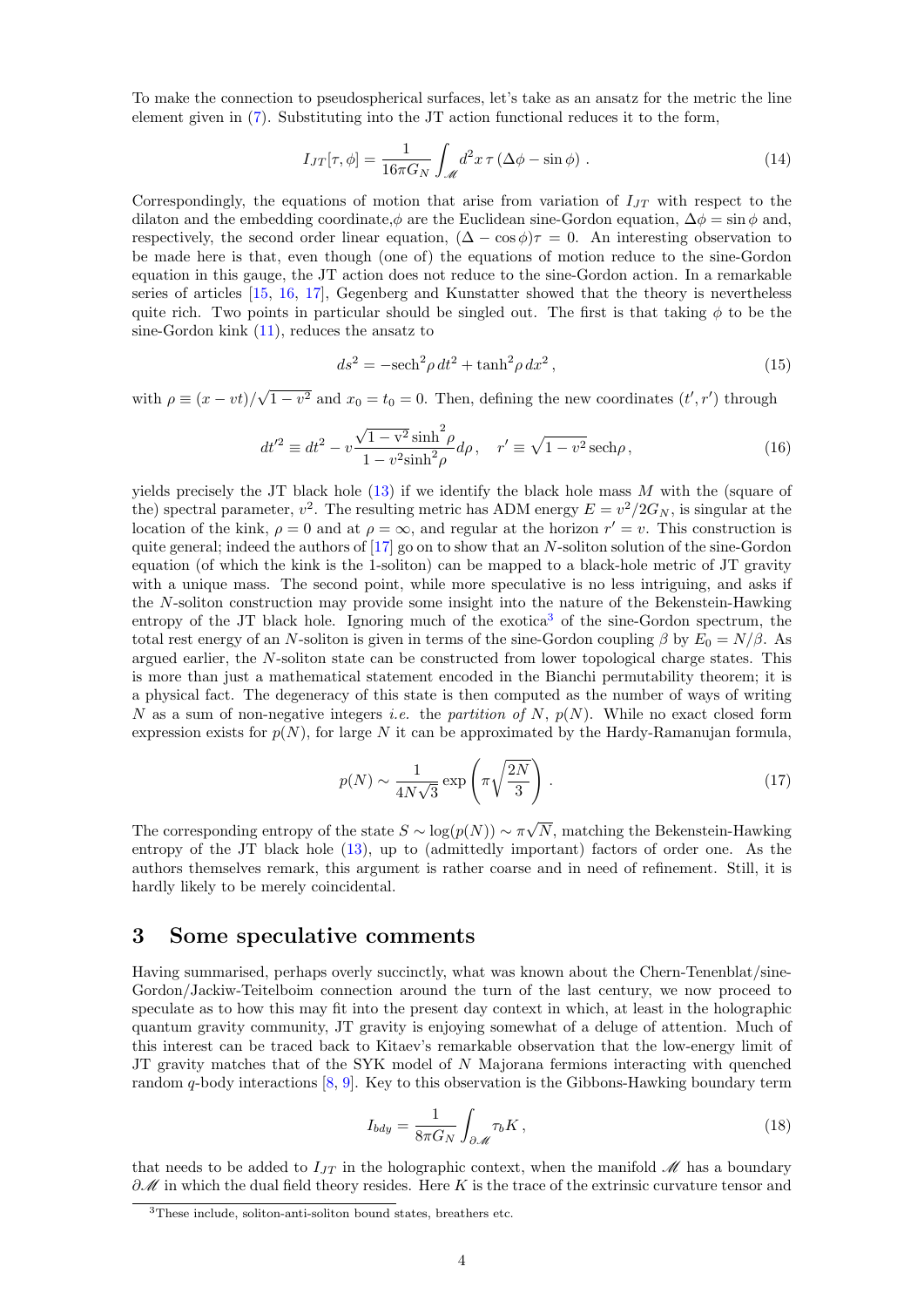To make the connection to pseudospherical surfaces, let's take as an ansatz for the metric the line element given in (7). Substituting into the JT action functional reduces it to the form,

$$
I_{JT}[\tau,\phi] = \frac{1}{16\pi G_N}\int_{\mathscr{M}} d^2x\,\tau\left(\Delta\phi - \sin\phi\right)\,. \tag{14}
$$

Correspondingly, the equations of motion that arise from variation of $I_{JT}$ with respect to the dilaton and the embedding coordinate,$\phi$ are the Euclidean sine-Gordon equation, $\Delta\phi = \sin\phi$ and, respectively, the second order linear equation, $(\Delta - \cos\phi)\tau = 0$. An interesting observation to be made here is that, even though (one of) the equations of motion reduce to the sine-Gordon equation in this gauge, the JT action does not reduce to the sine-Gordon action. In a remarkable series of articles [15, 16, 17], Gegenberg and Kunstatter showed that the theory is nevertheless quite rich. Two points in particular should be singled out. The first is that taking $\phi$ to be the sine-Gordon kink (11), reduces the ansatz to

$$
ds^2 = -\mathrm{sech}^2\rho\, dt^2 + \tanh^2\rho\, dx^2\,, \tag{15}
$$

with $\rho \equiv (x - vt)/\sqrt{1-v^2}$ and $x_0 = t_0 = 0$. Then, defining the new coordinates $(t', r')$ through

$$
dt'^2 \equiv dt^2 - v\frac{\sqrt{1-v^2}\,\sinh^2\rho}{1 - v^2\sinh^2\rho}d\rho\,, \quad r' \equiv \sqrt{1-v^2}\,\mathrm{sech}\rho\,, \tag{16}
$$

yields precisely the JT black hole (13) if we identify the black hole mass $M$ with the (square of the) spectral parameter, $v^2$. The resulting metric has ADM energy $E = v^2/2G_N$, is singular at the location of the kink, $\rho = 0$ and at $\rho = \infty$, and regular at the horizon $r' = v$. This construction is quite general; indeed the authors of [17] go on to show that an $N$-soliton solution of the sine-Gordon equation (of which the kink is the 1-soliton) can be mapped to a black-hole metric of JT gravity with a unique mass. The second point, while more speculative is no less intriguing, and asks if the $N$-soliton construction may provide some insight into the nature of the Bekenstein-Hawking entropy of the JT black hole. Ignoring much of the exotica[3] of the sine-Gordon spectrum, the total rest energy of an $N$-soliton is given in terms of the sine-Gordon coupling $\beta$ by $E_0 = N/\beta$. As argued earlier, the $N$-soliton state can be constructed from lower topological charge states. This is more than just a mathematical statement encoded in the Bianchi permutability theorem; it is a physical fact. The degeneracy of this state is then computed as the number of ways of writing $N$ as a sum of non-negative integers *i.e.* the *partition of* $N$, $p(N)$. While no exact closed form expression exists for $p(N)$, for large $N$ it can be approximated by the Hardy-Ramanujan formula,

$$
p(N) \sim \frac{1}{4N\sqrt{3}}\exp\left(\pi\sqrt{\frac{2N}{3}}\right)\,. \tag{17}
$$

The corresponding entropy of the state $S \sim \log(p(N)) \sim \pi\sqrt{N}$, matching the Bekenstein-Hawking entropy of the JT black hole (13), up to (admittedly important) factors of order one. As the authors themselves remark, this argument is rather coarse and in need of refinement. Still, it is hardly likely to be merely coincidental.

## 3 Some speculative comments

Having summarised, perhaps overly succinctly, what was known about the Chern-Tenenblat/sine-Gordon/Jackiw-Teitelboim connection around the turn of the last century, we now proceed to speculate as to how this may fit into the present day context in which, at least in the holographic quantum gravity community, JT gravity is enjoying somewhat of a deluge of attention. Much of this interest can be traced back to Kitaev's remarkable observation that the low-energy limit of JT gravity matches that of the SYK model of $N$ Majorana fermions interacting with quenched random $q$-body interactions [8, 9]. Key to this observation is the Gibbons-Hawking boundary term

$$
I_{bdy} = \frac{1}{8\pi G_N}\int_{\partial\mathscr{M}} \tau_b K\,, \tag{18}
$$

that needs to be added to $I_{JT}$ in the holographic context, when the manifold $\mathscr{M}$ has a boundary $\partial\mathscr{M}$ in which the dual field theory resides. Here $K$ is the trace of the extrinsic curvature tensor and

[3] These include, soliton-anti-soliton bound states, breathers etc.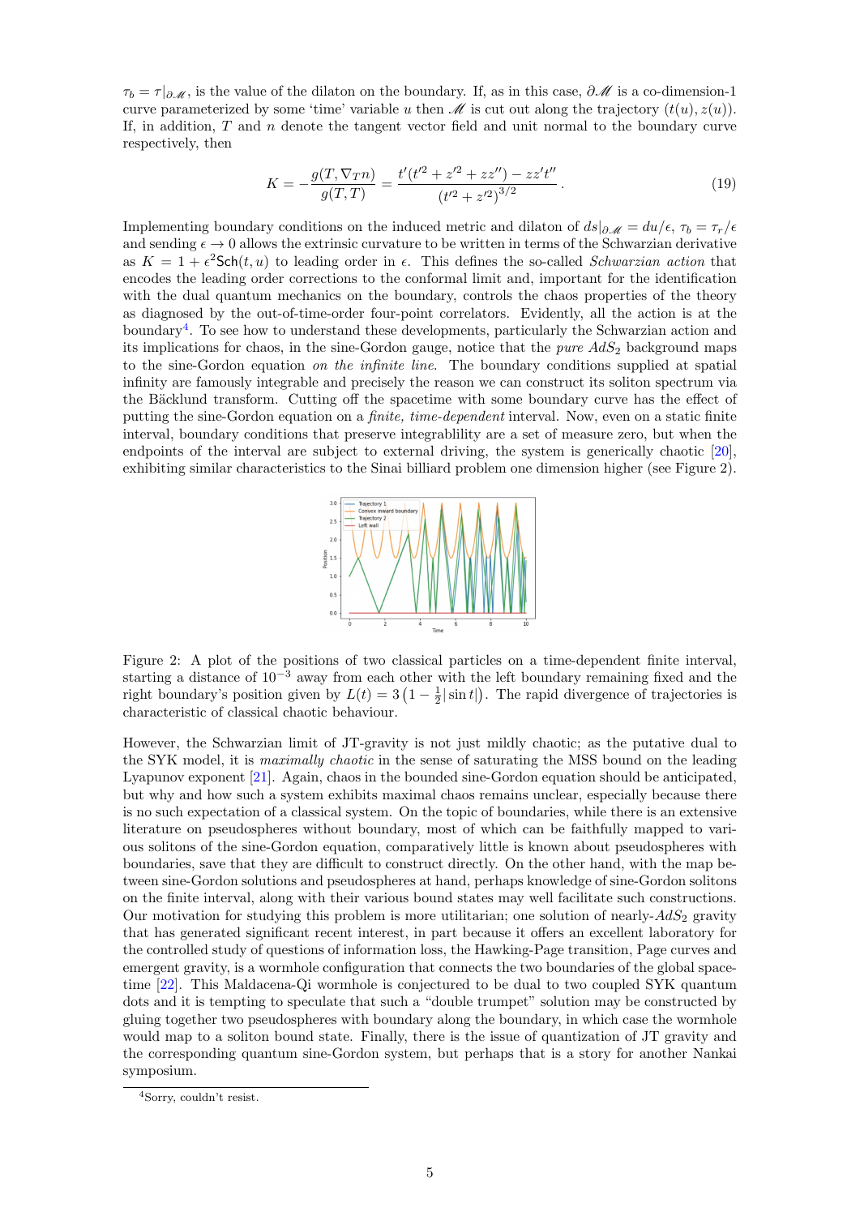$\tau_b = \tau|_{\partial\mathscr{M}}$, is the value of the dilaton on the boundary. If, as in this case, $\partial\mathscr{M}$ is a co-dimension-1 curve parameterized by some 'time' variable $u$ then $\mathscr{M}$ is cut out along the trajectory $(t(u), z(u))$. If, in addition, $T$ and $n$ denote the tangent vector field and unit normal to the boundary curve respectively, then

$$K = -\frac{g(T, \nabla_T n)}{g(T,T)} = \frac{t'(t'^2 + z'^2 + zz'') - zz't''}{(t'^2 + z'^2)^{3/2}}. \tag{19}$$

Implementing boundary conditions on the induced metric and dilaton of $ds|_{\partial\mathscr{M}} = du/\epsilon$, $\tau_b = \tau_r/\epsilon$ and sending $\epsilon \to 0$ allows the extrinsic curvature to be written in terms of the Schwarzian derivative as $K = 1 + \epsilon^2 \mathsf{Sch}(t, u)$ to leading order in $\epsilon$. This defines the so-called *Schwarzian action* that encodes the leading order corrections to the conformal limit and, important for the identification with the dual quantum mechanics on the boundary, controls the chaos properties of the theory as diagnosed by the out-of-time-order four-point correlators. Evidently, all the action is at the boundary[4]. To see how to understand these developments, particularly the Schwarzian action and its implications for chaos, in the sine-Gordon gauge, notice that the *pure* $AdS_2$ background maps to the sine-Gordon equation *on the infinite line*. The boundary conditions supplied at spatial infinity are famously integrable and precisely the reason we can construct its soliton spectrum via the Bäcklund transform. Cutting off the spacetime with some boundary curve has the effect of putting the sine-Gordon equation on a *finite, time-dependent* interval. Now, even on a static finite interval, boundary conditions that preserve integrablility are a set of measure zero, but when the endpoints of the interval are subject to external driving, the system is generically chaotic [20], exhibiting similar characteristics to the Sinai billiard problem one dimension higher (see Figure 2).

Figure 2: A plot of the positions of two classical particles on a time-dependent finite interval, starting a distance of $10^{-3}$ away from each other with the left boundary remaining fixed and the right boundary's position given by $L(t) = 3\left(1 - \frac{1}{2}|\sin t|\right)$. The rapid divergence of trajectories is characteristic of classical chaotic behaviour.

However, the Schwarzian limit of JT-gravity is not just mildly chaotic; as the putative dual to the SYK model, it is *maximally chaotic* in the sense of saturating the MSS bound on the leading Lyapunov exponent [21]. Again, chaos in the bounded sine-Gordon equation should be anticipated, but why and how such a system exhibits maximal chaos remains unclear, especially because there is no such expectation of a classical system. On the topic of boundaries, while there is an extensive literature on pseudospheres without boundary, most of which can be faithfully mapped to various solitons of the sine-Gordon equation, comparatively little is known about pseudospheres with boundaries, save that they are difficult to construct directly. On the other hand, with the map between sine-Gordon solutions and pseudospheres at hand, perhaps knowledge of sine-Gordon solitons on the finite interval, along with their various bound states may well facilitate such constructions. Our motivation for studying this problem is more utilitarian; one solution of nearly-$AdS_2$ gravity that has generated significant recent interest, in part because it offers an excellent laboratory for the controlled study of questions of information loss, the Hawking-Page transition, Page curves and emergent gravity, is a wormhole configuration that connects the two boundaries of the global spacetime [22]. This Maldacena-Qi wormhole is conjectured to be dual to two coupled SYK quantum dots and it is tempting to speculate that such a "double trumpet" solution may be constructed by gluing together two pseudospheres with boundary along the boundary, in which case the wormhole would map to a soliton bound state. Finally, there is the issue of quantization of JT gravity and the corresponding quantum sine-Gordon system, but perhaps that is a story for another Nankai symposium.

[4] Sorry, couldn't resist.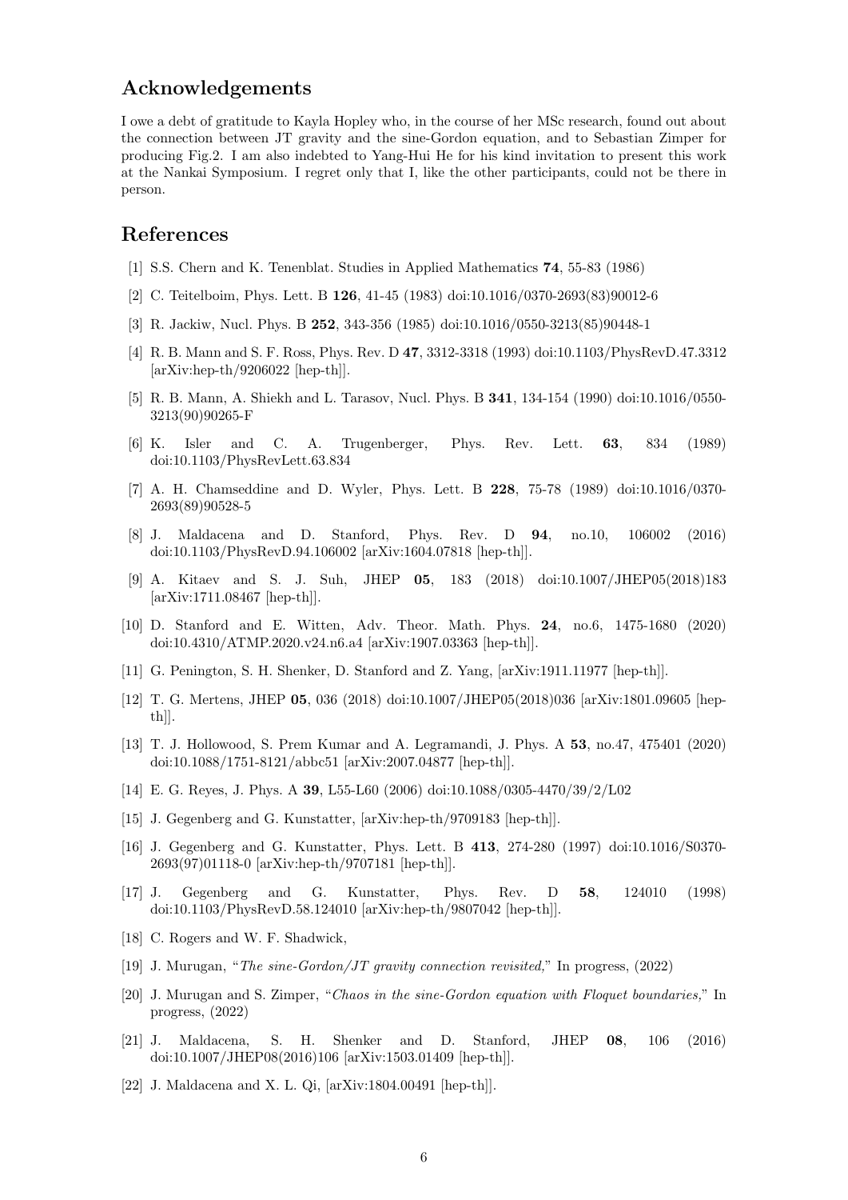## Acknowledgements

I owe a debt of gratitude to Kayla Hopley who, in the course of her MSc research, found out about the connection between JT gravity and the sine-Gordon equation, and to Sebastian Zimper for producing Fig.2. I am also indebted to Yang-Hui He for his kind invitation to present this work at the Nankai Symposium. I regret only that I, like the other participants, could not be there in person.

## References

[1] S.S. Chern and K. Tenenblat. Studies in Applied Mathematics **74**, 55-83 (1986)

[2] C. Teitelboim, Phys. Lett. B **126**, 41-45 (1983) doi:10.1016/0370-2693(83)90012-6

[3] R. Jackiw, Nucl. Phys. B **252**, 343-356 (1985) doi:10.1016/0550-3213(85)90448-1

[4] R. B. Mann and S. F. Ross, Phys. Rev. D **47**, 3312-3318 (1993) doi:10.1103/PhysRevD.47.3312 [arXiv:hep-th/9206022 [hep-th]].

[5] R. B. Mann, A. Shiekh and L. Tarasov, Nucl. Phys. B **341**, 134-154 (1990) doi:10.1016/0550-3213(90)90265-F

[6] K. Isler and C. A. Trugenberger, Phys. Rev. Lett. **63**, 834 (1989) doi:10.1103/PhysRevLett.63.834

[7] A. H. Chamseddine and D. Wyler, Phys. Lett. B **228**, 75-78 (1989) doi:10.1016/0370-2693(89)90528-5

[8] J. Maldacena and D. Stanford, Phys. Rev. D **94**, no.10, 106002 (2016) doi:10.1103/PhysRevD.94.106002 [arXiv:1604.07818 [hep-th]].

[9] A. Kitaev and S. J. Suh, JHEP **05**, 183 (2018) doi:10.1007/JHEP05(2018)183 [arXiv:1711.08467 [hep-th]].

[10] D. Stanford and E. Witten, Adv. Theor. Math. Phys. **24**, no.6, 1475-1680 (2020) doi:10.4310/ATMP.2020.v24.n6.a4 [arXiv:1907.03363 [hep-th]].

[11] G. Penington, S. H. Shenker, D. Stanford and Z. Yang, [arXiv:1911.11977 [hep-th]].

[12] T. G. Mertens, JHEP **05**, 036 (2018) doi:10.1007/JHEP05(2018)036 [arXiv:1801.09605 [hep-th]].

[13] T. J. Hollowood, S. Prem Kumar and A. Legramandi, J. Phys. A **53**, no.47, 475401 (2020) doi:10.1088/1751-8121/abbc51 [arXiv:2007.04877 [hep-th]].

[14] E. G. Reyes, J. Phys. A **39**, L55-L60 (2006) doi:10.1088/0305-4470/39/2/L02

[15] J. Gegenberg and G. Kunstatter, [arXiv:hep-th/9709183 [hep-th]].

[16] J. Gegenberg and G. Kunstatter, Phys. Lett. B **413**, 274-280 (1997) doi:10.1016/S0370-2693(97)01118-0 [arXiv:hep-th/9707181 [hep-th]].

[17] J. Gegenberg and G. Kunstatter, Phys. Rev. D **58**, 124010 (1998) doi:10.1103/PhysRevD.58.124010 [arXiv:hep-th/9807042 [hep-th]].

[18] C. Rogers and W. F. Shadwick,

[19] J. Murugan, "*The sine-Gordon/JT gravity connection revisited,*" In progress, (2022)

[20] J. Murugan and S. Zimper, "*Chaos in the sine-Gordon equation with Floquet boundaries,*" In progress, (2022)

[21] J. Maldacena, S. H. Shenker and D. Stanford, JHEP **08**, 106 (2016) doi:10.1007/JHEP08(2016)106 [arXiv:1503.01409 [hep-th]].

[22] J. Maldacena and X. L. Qi, [arXiv:1804.00491 [hep-th]].